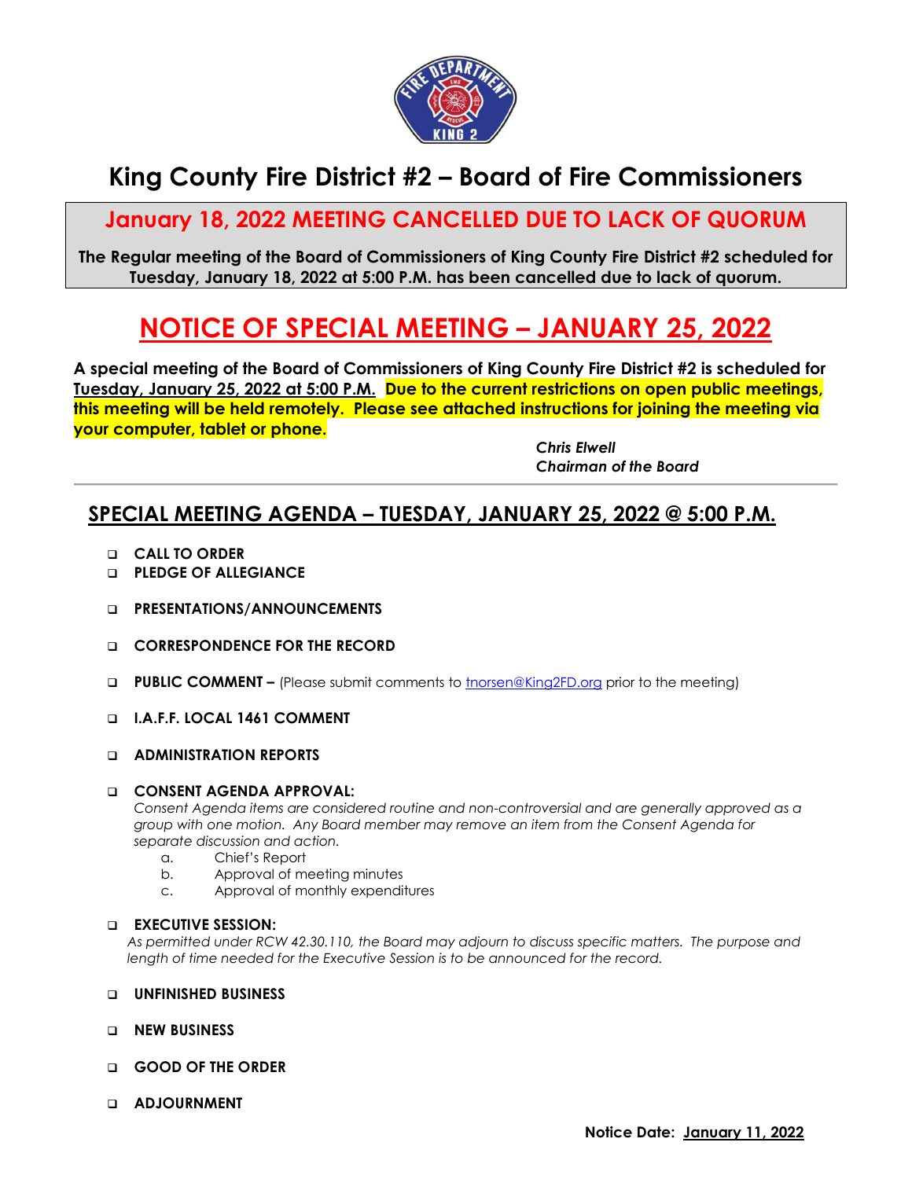# King County Fire District #2 – Board of Fire Commissioners

## January 18, 2022 MEETING CANCELLED DUE TO LACK OF QUORUM

**The Regular meeting of the Board of Commissioners of King County Fire District #2 scheduled for Tuesday, January 18, 2022 at 5:00 P.M. has been cancelled due to lack of quorum.**

# NOTICE OF SPECIAL MEETING – JANUARY 25, 2022

**A special meeting of the Board of Commissioners of King County Fire District #2 is scheduled for Tuesday, January 25, 2022 at 5:00 P.M. Due to the current restrictions on open public meetings, this meeting will be held remotely. Please see attached instructions for joining the meeting via your computer, tablet or phone.**

*Chris Elwell*
*Chairman of the Board*

---

## SPECIAL MEETING AGENDA – TUESDAY, JANUARY 25, 2022 @ 5:00 P.M.

- **CALL TO ORDER**
- **PLEDGE OF ALLEGIANCE**
- **PRESENTATIONS/ANNOUNCEMENTS**
- **CORRESPONDENCE FOR THE RECORD**
- **PUBLIC COMMENT –** (Please submit comments to tnorsen@King2FD.org prior to the meeting)
- **I.A.F.F. LOCAL 1461 COMMENT**
- **ADMINISTRATION REPORTS**
- **CONSENT AGENDA APPROVAL:**
  *Consent Agenda items are considered routine and non-controversial and are generally approved as a group with one motion. Any Board member may remove an item from the Consent Agenda for separate discussion and action.*
  - a. Chief's Report
  - b. Approval of meeting minutes
  - c. Approval of monthly expenditures
- **EXECUTIVE SESSION:**
  *As permitted under RCW 42.30.110, the Board may adjourn to discuss specific matters. The purpose and length of time needed for the Executive Session is to be announced for the record.*
- **UNFINISHED BUSINESS**
- **NEW BUSINESS**
- **GOOD OF THE ORDER**
- **ADJOURNMENT**

**Notice Date: January 11, 2022**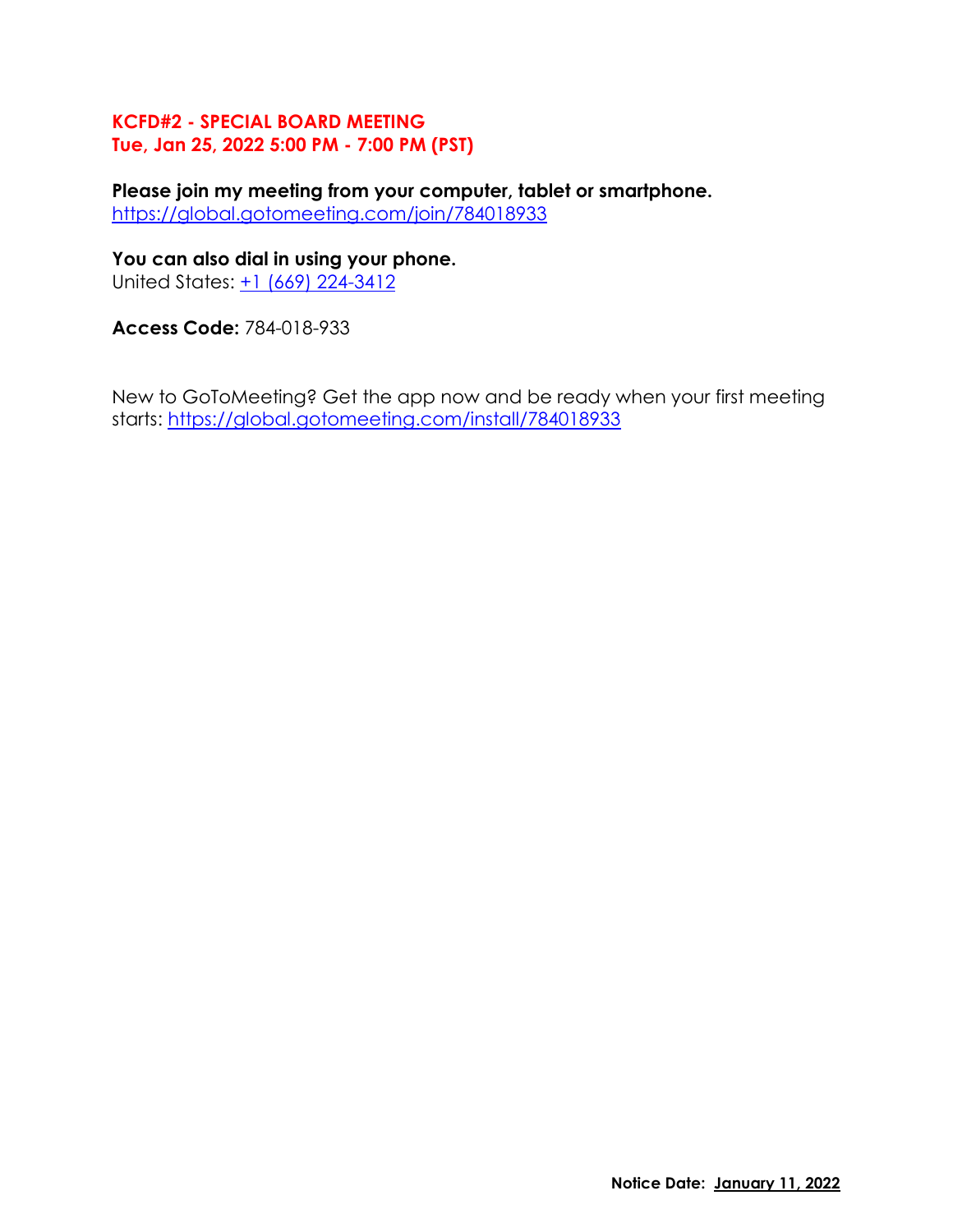**KCFD#2 - SPECIAL BOARD MEETING**
**Tue, Jan 25, 2022 5:00 PM - 7:00 PM (PST)**

**Please join my meeting from your computer, tablet or smartphone.**
https://global.gotomeeting.com/join/784018933

**You can also dial in using your phone.**
United States: +1 (669) 224-3412

**Access Code:** 784-018-933

New to GoToMeeting? Get the app now and be ready when your first meeting starts: https://global.gotomeeting.com/install/784018933

**Notice Date: January 11, 2022**